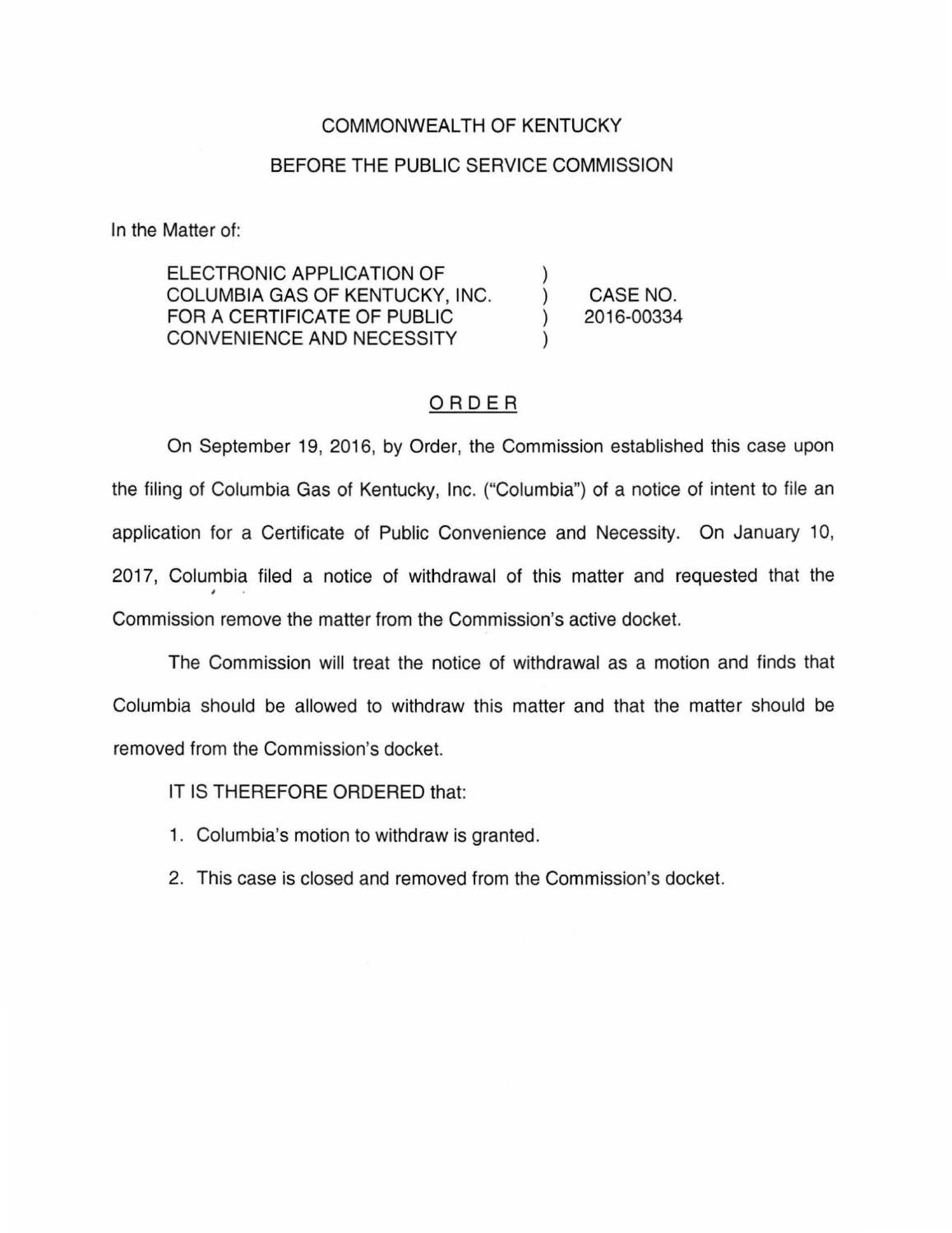COMMONWEALTH OF KENTUCKY

BEFORE THE PUBLIC SERVICE COMMISSION

In the Matter of:

| | | |
|---|---|---|
| ELECTRONIC APPLICATION OF COLUMBIA GAS OF KENTUCKY, INC. FOR A CERTIFICATE OF PUBLIC CONVENIENCE AND NECESSITY | ) ) ) ) | CASE NO. 2016-00334 |

## ORDER

On September 19, 2016, by Order, the Commission established this case upon the filing of Columbia Gas of Kentucky, Inc. ("Columbia") of a notice of intent to file an application for a Certificate of Public Convenience and Necessity. On January 10, 2017, Columbia filed a notice of withdrawal of this matter and requested that the Commission remove the matter from the Commission's active docket.

The Commission will treat the notice of withdrawal as a motion and finds that Columbia should be allowed to withdraw this matter and that the matter should be removed from the Commission's docket.

IT IS THEREFORE ORDERED that:

1. Columbia's motion to withdraw is granted.
2. This case is closed and removed from the Commission's docket.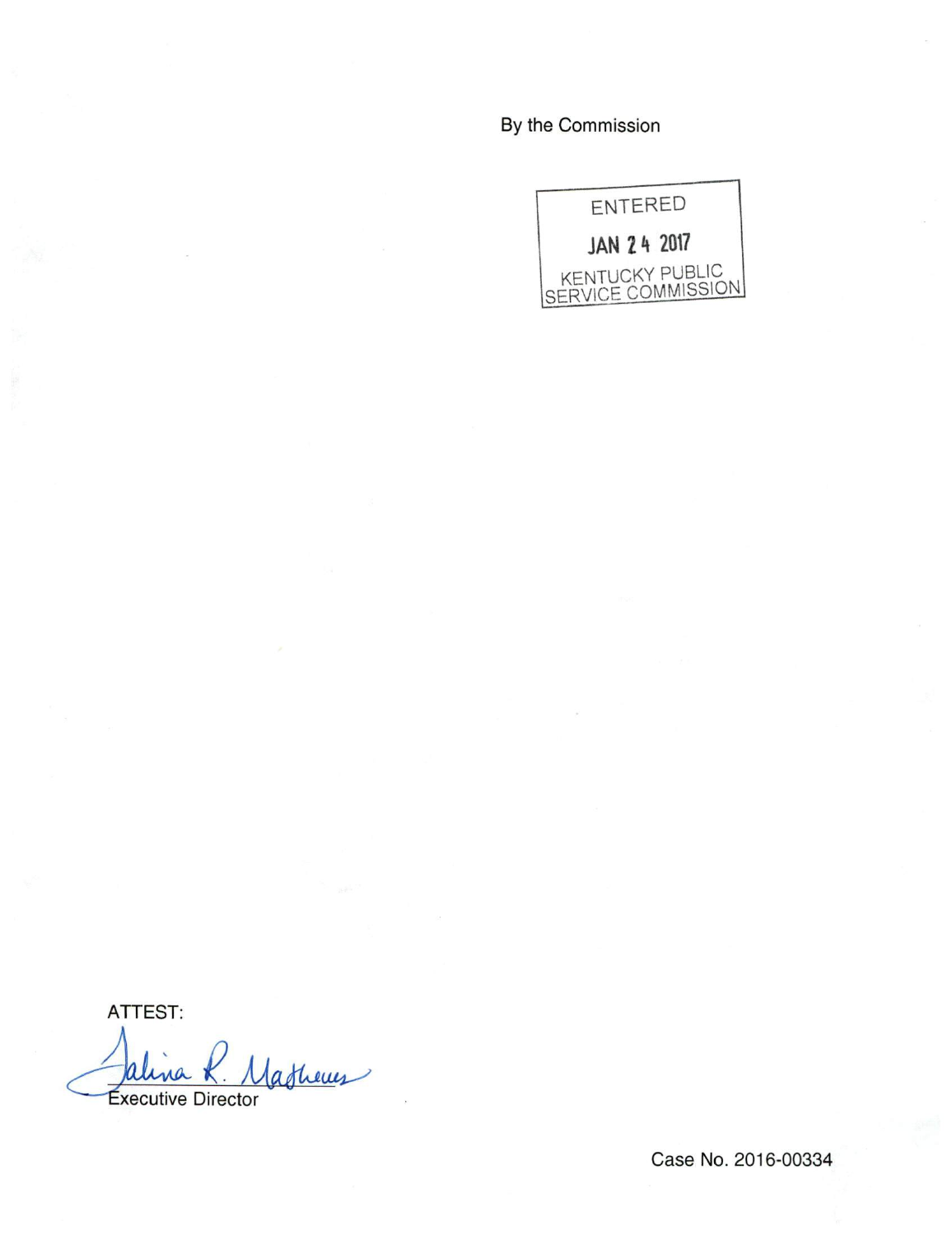By the Commission

ENTERED

JAN 24 2017

KENTUCKY PUBLIC SERVICE COMMISSION

ATTEST:

Talina R. Mathews

Executive Director

Case No. 2016-00334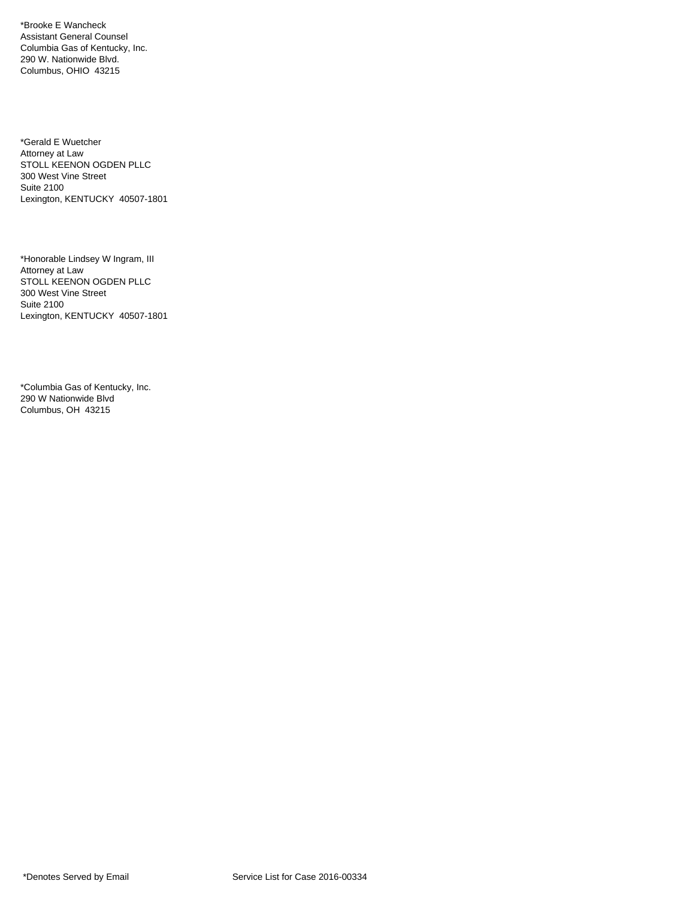*Brooke E Wancheck
Assistant General Counsel
Columbia Gas of Kentucky, Inc.
290 W. Nationwide Blvd.
Columbus, OHIO  43215

*Gerald E Wuetcher
Attorney at Law
STOLL KEENON OGDEN PLLC
300 West Vine Street
Suite 2100
Lexington, KENTUCKY  40507-1801

*Honorable Lindsey W Ingram, III
Attorney at Law
STOLL KEENON OGDEN PLLC
300 West Vine Street
Suite 2100
Lexington, KENTUCKY  40507-1801

*Columbia Gas of Kentucky, Inc.
290 W Nationwide Blvd
Columbus, OH  43215

*Denotes Served by Email

Service List for Case 2016-00334